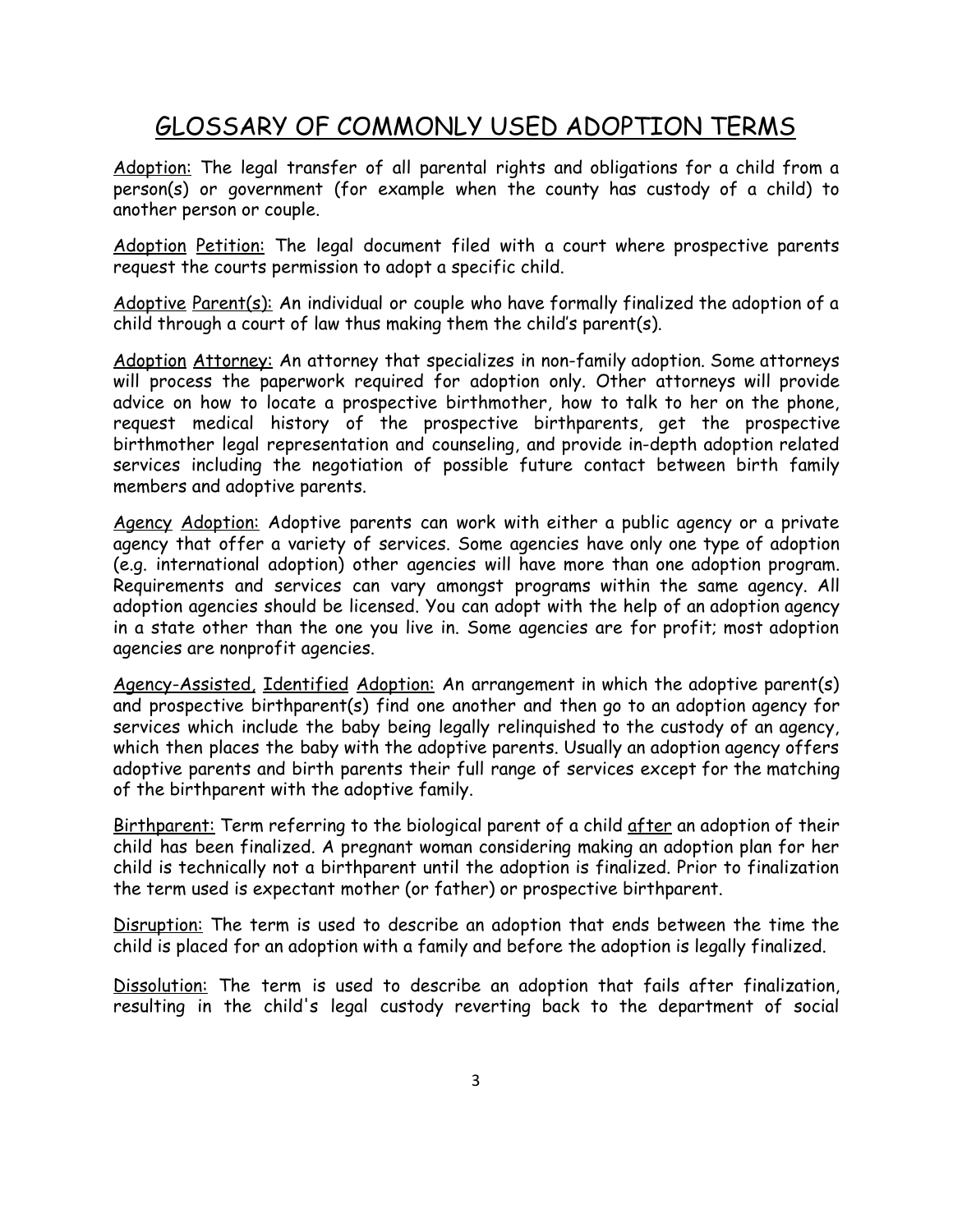# GLOSSARY OF COMMONLY USED ADOPTION TERMS

Adoption: The legal transfer of all parental rights and obligations for a child from a person(s) or government (for example when the county has custody of a child) to another person or couple.

Adoption Petition: The legal document filed with a court where prospective parents request the courts permission to adopt a specific child.

Adoptive Parent(s): An individual or couple who have formally finalized the adoption of a child through a court of law thus making them the child's parent(s).

Adoption Attorney: An attorney that specializes in non-family adoption. Some attorneys will process the paperwork required for adoption only. Other attorneys will provide advice on how to locate a prospective birthmother, how to talk to her on the phone, request medical history of the prospective birthparents, get the prospective birthmother legal representation and counseling, and provide in-depth adoption related services including the negotiation of possible future contact between birth family members and adoptive parents.

Agency Adoption: Adoptive parents can work with either a public agency or a private agency that offer a variety of services. Some agencies have only one type of adoption (e.g. international adoption) other agencies will have more than one adoption program. Requirements and services can vary amongst programs within the same agency. All adoption agencies should be licensed. You can adopt with the help of an adoption agency in a state other than the one you live in. Some agencies are for profit; most adoption agencies are nonprofit agencies.

Agency-Assisted, Identified Adoption: An arrangement in which the adoptive parent(s) and prospective birthparent(s) find one another and then go to an adoption agency for services which include the baby being legally relinquished to the custody of an agency, which then places the baby with the adoptive parents. Usually an adoption agency offers adoptive parents and birth parents their full range of services except for the matching of the birthparent with the adoptive family.

Birthparent: Term referring to the biological parent of a child after an adoption of their child has been finalized. A pregnant woman considering making an adoption plan for her child is technically not a birthparent until the adoption is finalized. Prior to finalization the term used is expectant mother (or father) or prospective birthparent.

Disruption: The term is used to describe an adoption that ends between the time the child is placed for an adoption with a family and before the adoption is legally finalized.

Dissolution: The term is used to describe an adoption that fails after finalization, resulting in the child's legal custody reverting back to the department of social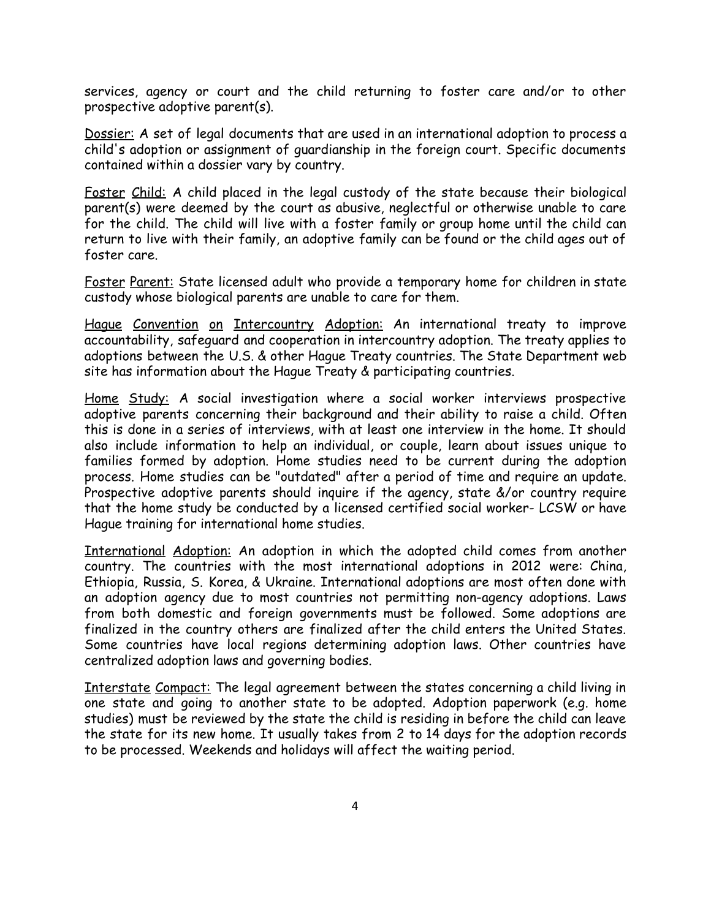services, agency or court and the child returning to foster care and/or to other prospective adoptive parent(s).

Dossier: A set of legal documents that are used in an international adoption to process a child's adoption or assignment of guardianship in the foreign court. Specific documents contained within a dossier vary by country.

Foster Child: A child placed in the legal custody of the state because their biological parent(s) were deemed by the court as abusive, neglectful or otherwise unable to care for the child. The child will live with a foster family or group home until the child can return to live with their family, an adoptive family can be found or the child ages out of foster care.

Foster Parent: State licensed adult who provide a temporary home for children in state custody whose biological parents are unable to care for them.

Hague Convention on Intercountry Adoption: An international treaty to improve accountability, safeguard and cooperation in intercountry adoption. The treaty applies to adoptions between the U.S. & other Hague Treaty countries. The State Department web site has information about the Hague Treaty & participating countries.

Home Study: A social investigation where a social worker interviews prospective adoptive parents concerning their background and their ability to raise a child. Often this is done in a series of interviews, with at least one interview in the home. It should also include information to help an individual, or couple, learn about issues unique to families formed by adoption. Home studies need to be current during the adoption process. Home studies can be "outdated" after a period of time and require an update. Prospective adoptive parents should inquire if the agency, state &/or country require that the home study be conducted by a licensed certified social worker- LCSW or have Hague training for international home studies.

International Adoption: An adoption in which the adopted child comes from another country. The countries with the most international adoptions in 2012 were: China, Ethiopia, Russia, S. Korea, & Ukraine. International adoptions are most often done with an adoption agency due to most countries not permitting non-agency adoptions. Laws from both domestic and foreign governments must be followed. Some adoptions are finalized in the country others are finalized after the child enters the United States. Some countries have local regions determining adoption laws. Other countries have centralized adoption laws and governing bodies.

Interstate Compact: The legal agreement between the states concerning a child living in one state and going to another state to be adopted. Adoption paperwork (e.g. home studies) must be reviewed by the state the child is residing in before the child can leave the state for its new home. It usually takes from 2 to 14 days for the adoption records to be processed. Weekends and holidays will affect the waiting period.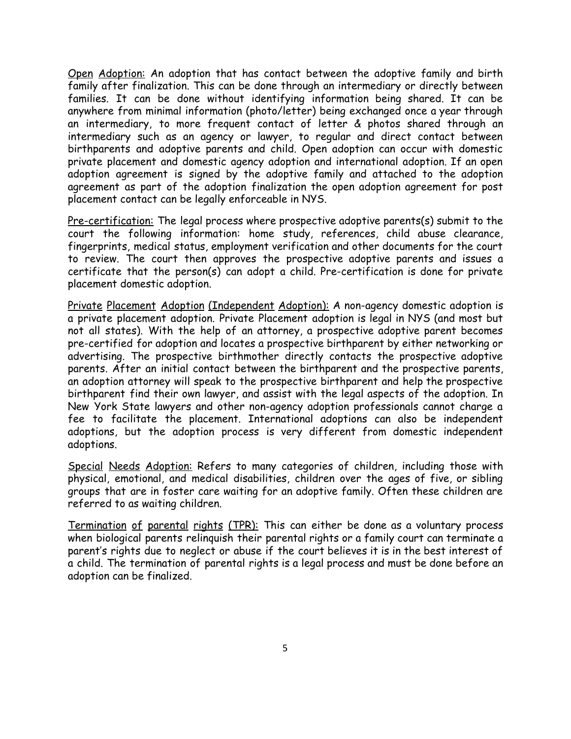Open Adoption: An adoption that has contact between the adoptive family and birth family after finalization. This can be done through an intermediary or directly between families. It can be done without identifying information being shared. It can be anywhere from minimal information (photo/letter) being exchanged once a year through an intermediary, to more frequent contact of letter & photos shared through an intermediary such as an agency or lawyer, to regular and direct contact between birthparents and adoptive parents and child. Open adoption can occur with domestic private placement and domestic agency adoption and international adoption. If an open adoption agreement is signed by the adoptive family and attached to the adoption agreement as part of the adoption finalization the open adoption agreement for post placement contact can be legally enforceable in NYS.

Pre-certification: The legal process where prospective adoptive parents(s) submit to the court the following information: home study, references, child abuse clearance, fingerprints, medical status, employment verification and other documents for the court to review. The court then approves the prospective adoptive parents and issues a certificate that the person(s) can adopt a child. Pre-certification is done for private placement domestic adoption.

Private Placement Adoption (Independent Adoption): A non-agency domestic adoption is a private placement adoption. Private Placement adoption is legal in NYS (and most but not all states). With the help of an attorney, a prospective adoptive parent becomes pre-certified for adoption and locates a prospective birthparent by either networking or advertising. The prospective birthmother directly contacts the prospective adoptive parents. After an initial contact between the birthparent and the prospective parents, an adoption attorney will speak to the prospective birthparent and help the prospective birthparent find their own lawyer, and assist with the legal aspects of the adoption. In New York State lawyers and other non-agency adoption professionals cannot charge a fee to facilitate the placement. International adoptions can also be independent adoptions, but the adoption process is very different from domestic independent adoptions.

Special Needs Adoption: Refers to many categories of children, including those with physical, emotional, and medical disabilities, children over the ages of five, or sibling groups that are in foster care waiting for an adoptive family. Often these children are referred to as waiting children.

Termination of parental rights (TPR): This can either be done as a voluntary process when biological parents relinquish their parental rights or a family court can terminate a parent's rights due to neglect or abuse if the court believes it is in the best interest of a child. The termination of parental rights is a legal process and must be done before an adoption can be finalized.